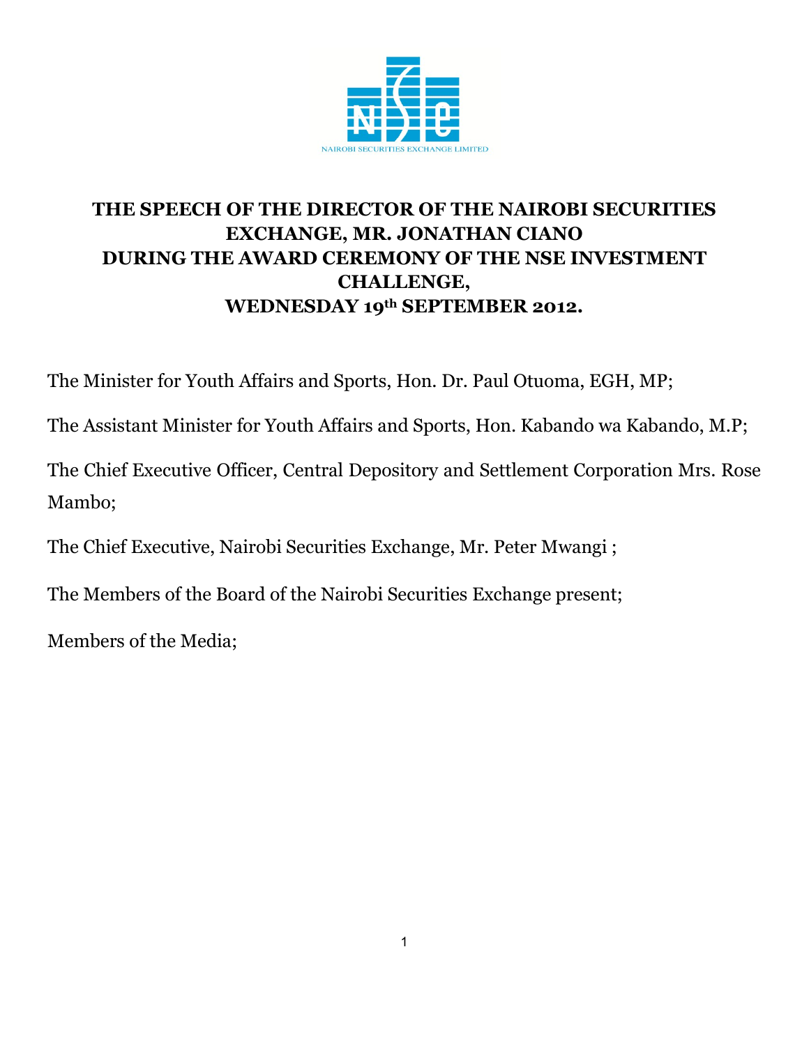NAIROBI SECURITIES EXCHANGE LIMITED

# THE SPEECH OF THE DIRECTOR OF THE NAIROBI SECURITIES EXCHANGE, MR. JONATHAN CIANO DURING THE AWARD CEREMONY OF THE NSE INVESTMENT CHALLENGE, WEDNESDAY 19th SEPTEMBER 2012.

The Minister for Youth Affairs and Sports, Hon. Dr. Paul Otuoma, EGH, MP;

The Assistant Minister for Youth Affairs and Sports, Hon. Kabando wa Kabando, M.P;

The Chief Executive Officer, Central Depository and Settlement Corporation Mrs. Rose Mambo;

The Chief Executive, Nairobi Securities Exchange, Mr. Peter Mwangi ;

The Members of the Board of the Nairobi Securities Exchange present;

Members of the Media;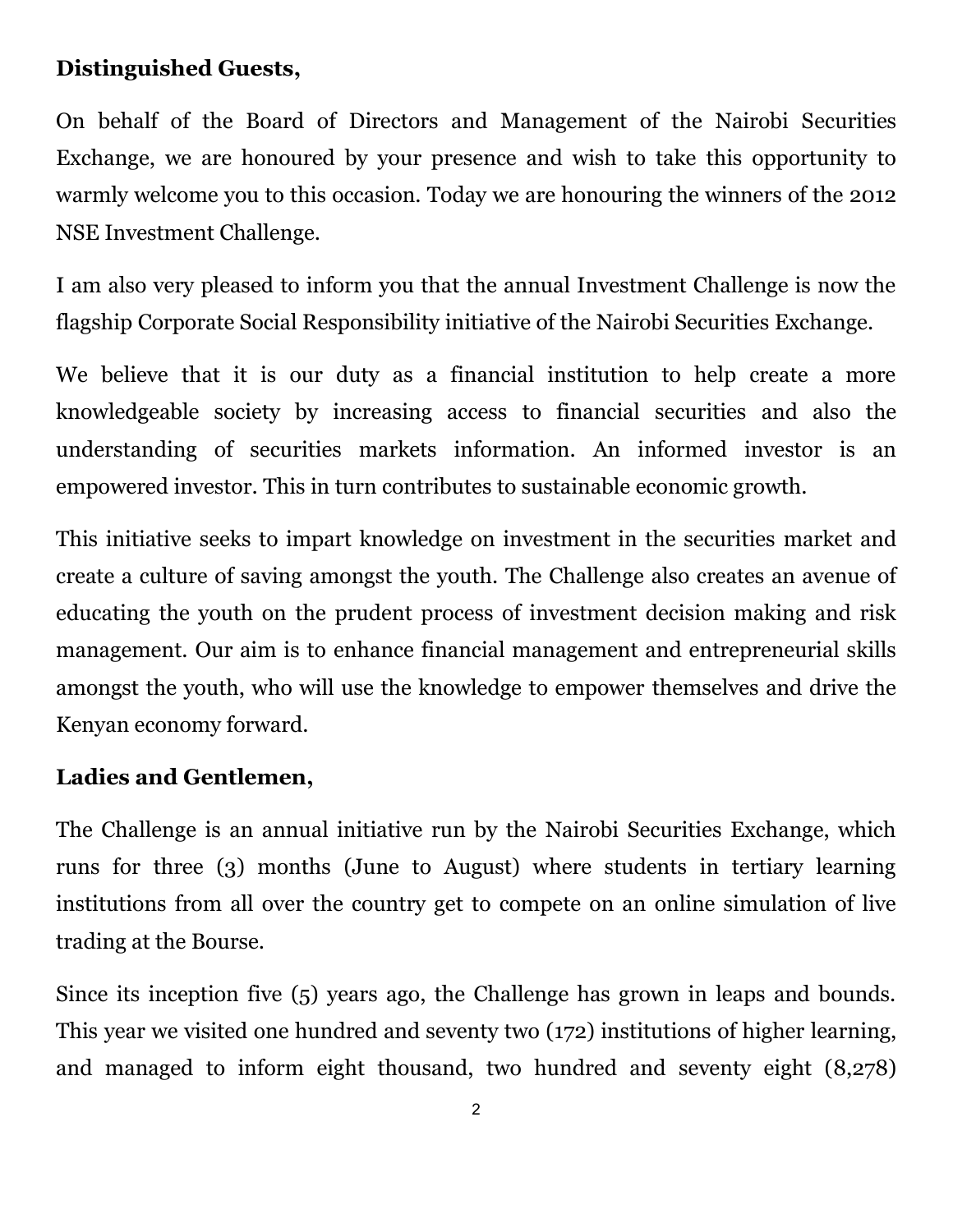**Distinguished Guests,**

On behalf of the Board of Directors and Management of the Nairobi Securities Exchange, we are honoured by your presence and wish to take this opportunity to warmly welcome you to this occasion. Today we are honouring the winners of the 2012 NSE Investment Challenge.

I am also very pleased to inform you that the annual Investment Challenge is now the flagship Corporate Social Responsibility initiative of the Nairobi Securities Exchange.

We believe that it is our duty as a financial institution to help create a more knowledgeable society by increasing access to financial securities and also the understanding of securities markets information. An informed investor is an empowered investor. This in turn contributes to sustainable economic growth.

This initiative seeks to impart knowledge on investment in the securities market and create a culture of saving amongst the youth. The Challenge also creates an avenue of educating the youth on the prudent process of investment decision making and risk management. Our aim is to enhance financial management and entrepreneurial skills amongst the youth, who will use the knowledge to empower themselves and drive the Kenyan economy forward.

**Ladies and Gentlemen,**

The Challenge is an annual initiative run by the Nairobi Securities Exchange, which runs for three (3) months (June to August) where students in tertiary learning institutions from all over the country get to compete on an online simulation of live trading at the Bourse.

Since its inception five (5) years ago, the Challenge has grown in leaps and bounds. This year we visited one hundred and seventy two (172) institutions of higher learning, and managed to inform eight thousand, two hundred and seventy eight (8,278)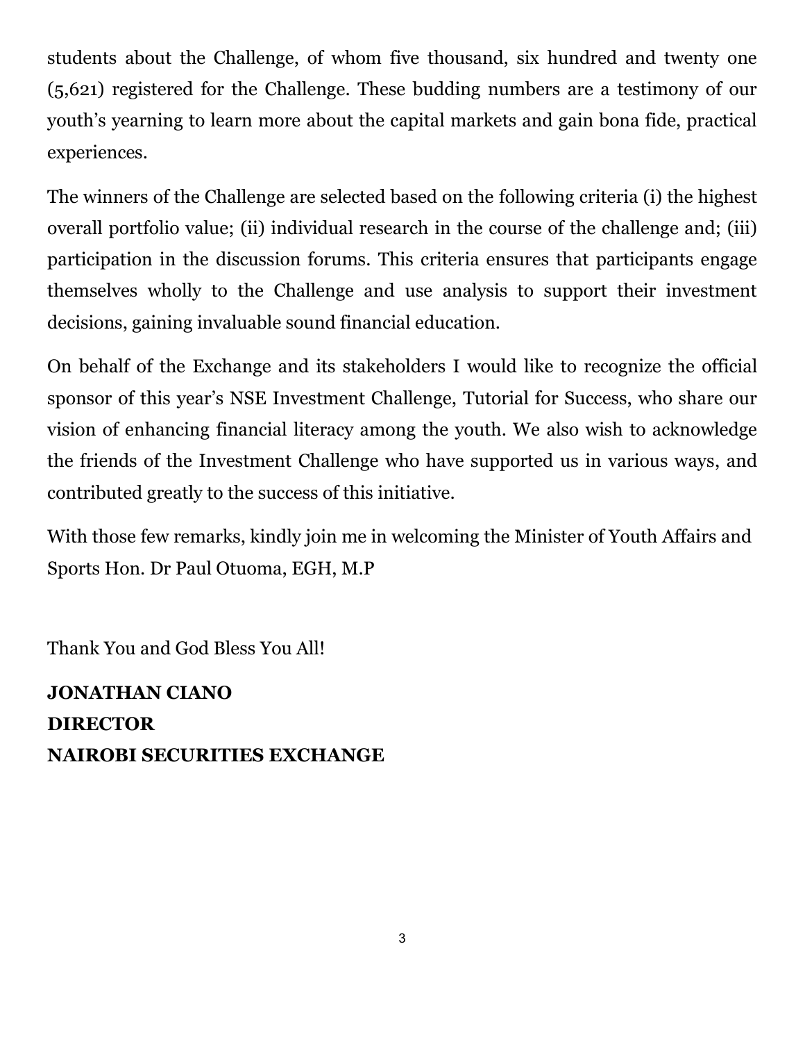students about the Challenge, of whom five thousand, six hundred and twenty one (5,621) registered for the Challenge. These budding numbers are a testimony of our youth's yearning to learn more about the capital markets and gain bona fide, practical experiences.

The winners of the Challenge are selected based on the following criteria (i) the highest overall portfolio value; (ii) individual research in the course of the challenge and; (iii) participation in the discussion forums. This criteria ensures that participants engage themselves wholly to the Challenge and use analysis to support their investment decisions, gaining invaluable sound financial education.

On behalf of the Exchange and its stakeholders I would like to recognize the official sponsor of this year's NSE Investment Challenge, Tutorial for Success, who share our vision of enhancing financial literacy among the youth. We also wish to acknowledge the friends of the Investment Challenge who have supported us in various ways, and contributed greatly to the success of this initiative.

With those few remarks, kindly join me in welcoming the Minister of Youth Affairs and Sports Hon. Dr Paul Otuoma, EGH, M.P

Thank You and God Bless You All!

**JONATHAN CIANO**
**DIRECTOR**
**NAIROBI SECURITIES EXCHANGE**